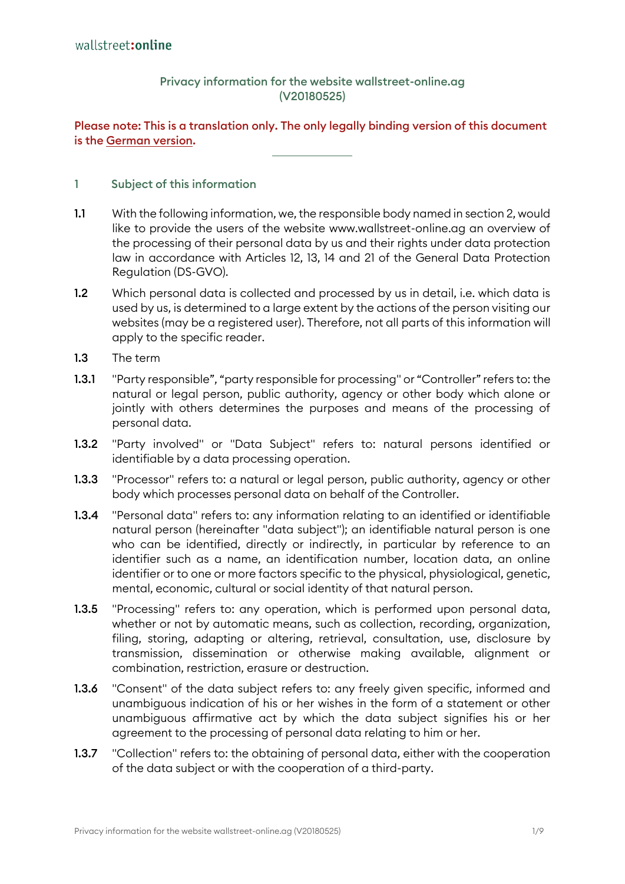wallstreet:online

# Privacy information for the website wallstreet-online.ag (V20180525)

**Please note: This is a translation only. The only legally binding version of this document is the German version.**

---

## 1 Subject of this information

**1.1** With the following information, we, the responsible body named in section 2, would like to provide the users of the website www.wallstreet-online.ag an overview of the processing of their personal data by us and their rights under data protection law in accordance with Articles 12, 13, 14 and 21 of the General Data Protection Regulation (DS-GVO).

**1.2** Which personal data is collected and processed by us in detail, i.e. which data is used by us, is determined to a large extent by the actions of the person visiting our websites (may be a registered user). Therefore, not all parts of this information will apply to the specific reader.

**1.3** The term

**1.3.1** "Party responsible", "party responsible for processing" or "Controller" refers to: the natural or legal person, public authority, agency or other body which alone or jointly with others determines the purposes and means of the processing of personal data.

**1.3.2** "Party involved" or "Data Subject" refers to: natural persons identified or identifiable by a data processing operation.

**1.3.3** "Processor" refers to: a natural or legal person, public authority, agency or other body which processes personal data on behalf of the Controller.

**1.3.4** "Personal data" refers to: any information relating to an identified or identifiable natural person (hereinafter "data subject"); an identifiable natural person is one who can be identified, directly or indirectly, in particular by reference to an identifier such as a name, an identification number, location data, an online identifier or to one or more factors specific to the physical, physiological, genetic, mental, economic, cultural or social identity of that natural person.

**1.3.5** "Processing" refers to: any operation, which is performed upon personal data, whether or not by automatic means, such as collection, recording, organization, filing, storing, adapting or altering, retrieval, consultation, use, disclosure by transmission, dissemination or otherwise making available, alignment or combination, restriction, erasure or destruction.

**1.3.6** "Consent" of the data subject refers to: any freely given specific, informed and unambiguous indication of his or her wishes in the form of a statement or other unambiguous affirmative act by which the data subject signifies his or her agreement to the processing of personal data relating to him or her.

**1.3.7** "Collection" refers to: the obtaining of personal data, either with the cooperation of the data subject or with the cooperation of a third-party.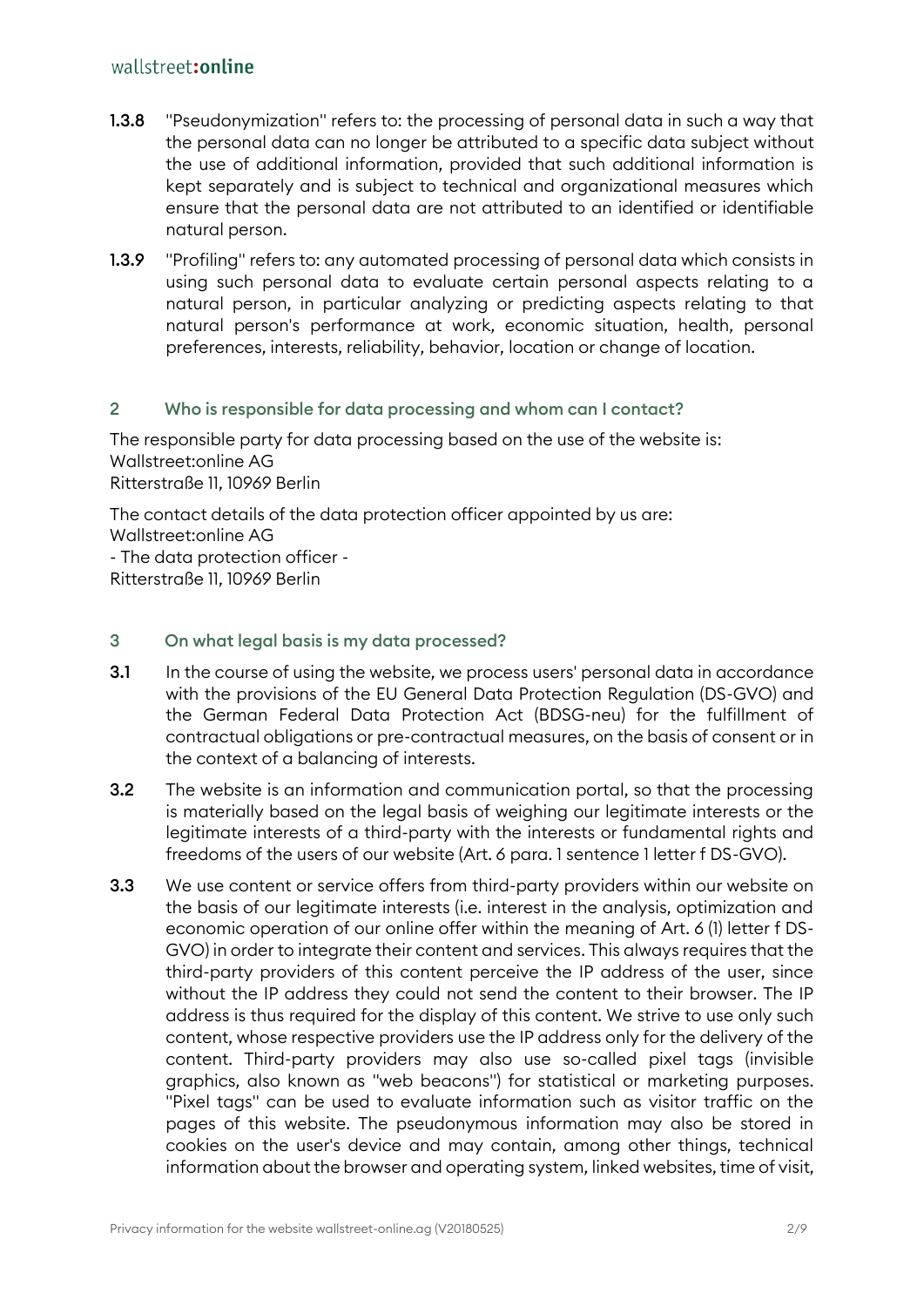**1.3.8** "Pseudonymization" refers to: the processing of personal data in such a way that the personal data can no longer be attributed to a specific data subject without the use of additional information, provided that such additional information is kept separately and is subject to technical and organizational measures which ensure that the personal data are not attributed to an identified or identifiable natural person.

**1.3.9** "Profiling" refers to: any automated processing of personal data which consists in using such personal data to evaluate certain personal aspects relating to a natural person, in particular analyzing or predicting aspects relating to that natural person's performance at work, economic situation, health, personal preferences, interests, reliability, behavior, location or change of location.

## 2 Who is responsible for data processing and whom can I contact?

The responsible party for data processing based on the use of the website is:
Wallstreet:online AG
Ritterstraße 11, 10969 Berlin

The contact details of the data protection officer appointed by us are:
Wallstreet:online AG
- The data protection officer -
Ritterstraße 11, 10969 Berlin

## 3 On what legal basis is my data processed?

**3.1** In the course of using the website, we process users' personal data in accordance with the provisions of the EU General Data Protection Regulation (DS-GVO) and the German Federal Data Protection Act (BDSG-neu) for the fulfillment of contractual obligations or pre-contractual measures, on the basis of consent or in the context of a balancing of interests.

**3.2** The website is an information and communication portal, so that the processing is materially based on the legal basis of weighing our legitimate interests or the legitimate interests of a third-party with the interests or fundamental rights and freedoms of the users of our website (Art. 6 para. 1 sentence 1 letter f DS-GVO).

**3.3** We use content or service offers from third-party providers within our website on the basis of our legitimate interests (i.e. interest in the analysis, optimization and economic operation of our online offer within the meaning of Art. 6 (1) letter f DS-GVO) in order to integrate their content and services. This always requires that the third-party providers of this content perceive the IP address of the user, since without the IP address they could not send the content to their browser. The IP address is thus required for the display of this content. We strive to use only such content, whose respective providers use the IP address only for the delivery of the content. Third-party providers may also use so-called pixel tags (invisible graphics, also known as "web beacons") for statistical or marketing purposes. "Pixel tags" can be used to evaluate information such as visitor traffic on the pages of this website. The pseudonymous information may also be stored in cookies on the user's device and may contain, among other things, technical information about the browser and operating system, linked websites, time of visit,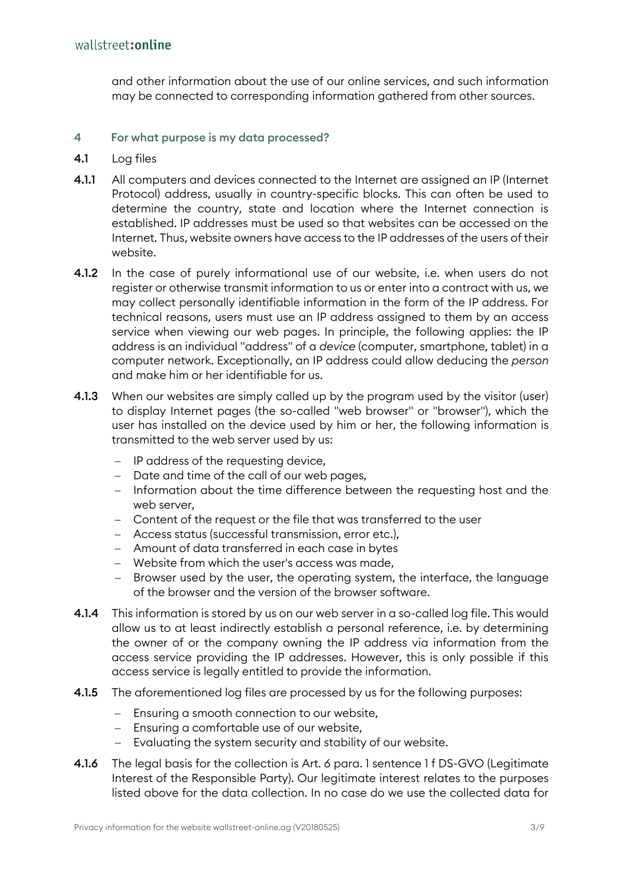and other information about the use of our online services, and such information may be connected to corresponding information gathered from other sources.

## 4 For what purpose is my data processed?

### 4.1 Log files

**4.1.1** All computers and devices connected to the Internet are assigned an IP (Internet Protocol) address, usually in country-specific blocks. This can often be used to determine the country, state and location where the Internet connection is established. IP addresses must be used so that websites can be accessed on the Internet. Thus, website owners have access to the IP addresses of the users of their website.

**4.1.2** In the case of purely informational use of our website, i.e. when users do not register or otherwise transmit information to us or enter into a contract with us, we may collect personally identifiable information in the form of the IP address. For technical reasons, users must use an IP address assigned to them by an access service when viewing our web pages. In principle, the following applies: the IP address is an individual "address" of a *device* (computer, smartphone, tablet) in a computer network. Exceptionally, an IP address could allow deducing the *person* and make him or her identifiable for us.

**4.1.3** When our websites are simply called up by the program used by the visitor (user) to display Internet pages (the so-called "web browser" or "browser"), which the user has installed on the device used by him or her, the following information is transmitted to the web server used by us:

- IP address of the requesting device,
- Date and time of the call of our web pages,
- Information about the time difference between the requesting host and the web server,
- Content of the request or the file that was transferred to the user
- Access status (successful transmission, error etc.),
- Amount of data transferred in each case in bytes
- Website from which the user's access was made,
- Browser used by the user, the operating system, the interface, the language of the browser and the version of the browser software.

**4.1.4** This information is stored by us on our web server in a so-called log file. This would allow us to at least indirectly establish a personal reference, i.e. by determining the owner of or the company owning the IP address via information from the access service providing the IP addresses. However, this is only possible if this access service is legally entitled to provide the information.

**4.1.5** The aforementioned log files are processed by us for the following purposes:

- Ensuring a smooth connection to our website,
- Ensuring a comfortable use of our website,
- Evaluating the system security and stability of our website.

**4.1.6** The legal basis for the collection is Art. 6 para. 1 sentence 1 f DS-GVO (Legitimate Interest of the Responsible Party). Our legitimate interest relates to the purposes listed above for the data collection. In no case do we use the collected data for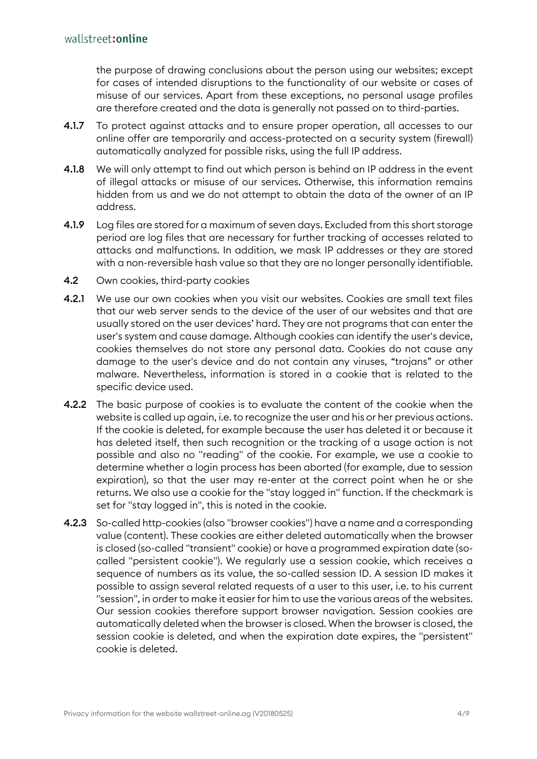the purpose of drawing conclusions about the person using our websites; except for cases of intended disruptions to the functionality of our website or cases of misuse of our services. Apart from these exceptions, no personal usage profiles are therefore created and the data is generally not passed on to third-parties.

**4.1.7** To protect against attacks and to ensure proper operation, all accesses to our online offer are temporarily and access-protected on a security system (firewall) automatically analyzed for possible risks, using the full IP address.

**4.1.8** We will only attempt to find out which person is behind an IP address in the event of illegal attacks or misuse of our services. Otherwise, this information remains hidden from us and we do not attempt to obtain the data of the owner of an IP address.

**4.1.9** Log files are stored for a maximum of seven days. Excluded from this short storage period are log files that are necessary for further tracking of accesses related to attacks and malfunctions. In addition, we mask IP addresses or they are stored with a non-reversible hash value so that they are no longer personally identifiable.

**4.2** Own cookies, third-party cookies

**4.2.1** We use our own cookies when you visit our websites. Cookies are small text files that our web server sends to the device of the user of our websites and that are usually stored on the user devices' hard. They are not programs that can enter the user's system and cause damage. Although cookies can identify the user's device, cookies themselves do not store any personal data. Cookies do not cause any damage to the user's device and do not contain any viruses, "trojans" or other malware. Nevertheless, information is stored in a cookie that is related to the specific device used.

**4.2.2** The basic purpose of cookies is to evaluate the content of the cookie when the website is called up again, i.e. to recognize the user and his or her previous actions. If the cookie is deleted, for example because the user has deleted it or because it has deleted itself, then such recognition or the tracking of a usage action is not possible and also no "reading" of the cookie. For example, we use a cookie to determine whether a login process has been aborted (for example, due to session expiration), so that the user may re-enter at the correct point when he or she returns. We also use a cookie for the "stay logged in" function. If the checkmark is set for "stay logged in", this is noted in the cookie.

**4.2.3** So-called http-cookies (also "browser cookies") have a name and a corresponding value (content). These cookies are either deleted automatically when the browser is closed (so-called "transient" cookie) or have a programmed expiration date (so-called "persistent cookie"). We regularly use a session cookie, which receives a sequence of numbers as its value, the so-called session ID. A session ID makes it possible to assign several related requests of a user to this user, i.e. to his current "session", in order to make it easier for him to use the various areas of the websites. Our session cookies therefore support browser navigation. Session cookies are automatically deleted when the browser is closed. When the browser is closed, the session cookie is deleted, and when the expiration date expires, the "persistent" cookie is deleted.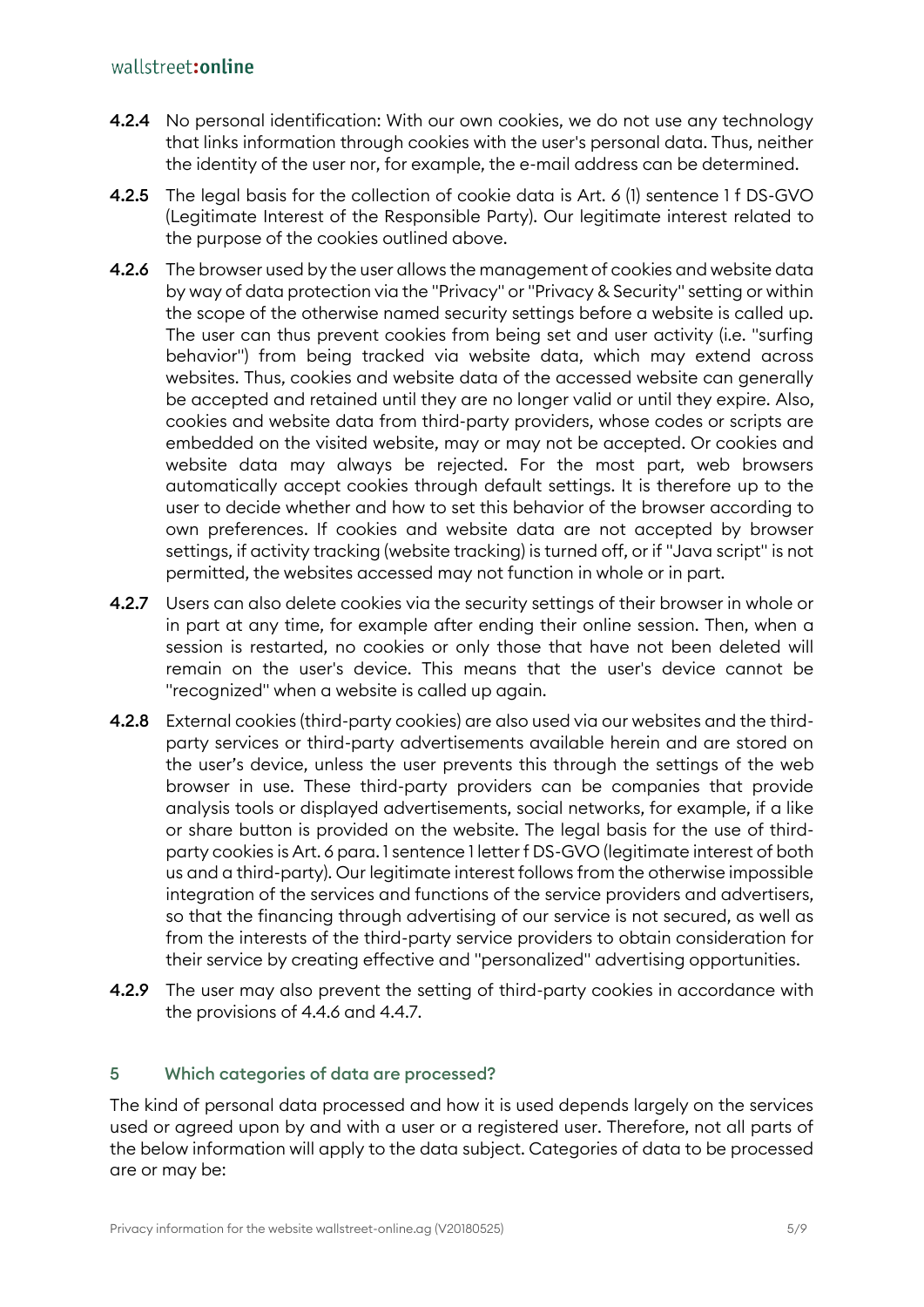**4.2.4** No personal identification: With our own cookies, we do not use any technology that links information through cookies with the user's personal data. Thus, neither the identity of the user nor, for example, the e-mail address can be determined.

**4.2.5** The legal basis for the collection of cookie data is Art. 6 (1) sentence 1 f DS-GVO (Legitimate Interest of the Responsible Party). Our legitimate interest related to the purpose of the cookies outlined above.

**4.2.6** The browser used by the user allows the management of cookies and website data by way of data protection via the "Privacy" or "Privacy & Security" setting or within the scope of the otherwise named security settings before a website is called up. The user can thus prevent cookies from being set and user activity (i.e. "surfing behavior") from being tracked via website data, which may extend across websites. Thus, cookies and website data of the accessed website can generally be accepted and retained until they are no longer valid or until they expire. Also, cookies and website data from third-party providers, whose codes or scripts are embedded on the visited website, may or may not be accepted. Or cookies and website data may always be rejected. For the most part, web browsers automatically accept cookies through default settings. It is therefore up to the user to decide whether and how to set this behavior of the browser according to own preferences. If cookies and website data are not accepted by browser settings, if activity tracking (website tracking) is turned off, or if "Java script" is not permitted, the websites accessed may not function in whole or in part.

**4.2.7** Users can also delete cookies via the security settings of their browser in whole or in part at any time, for example after ending their online session. Then, when a session is restarted, no cookies or only those that have not been deleted will remain on the user's device. This means that the user's device cannot be "recognized" when a website is called up again.

**4.2.8** External cookies (third-party cookies) are also used via our websites and the third-party services or third-party advertisements available herein and are stored on the user's device, unless the user prevents this through the settings of the web browser in use. These third-party providers can be companies that provide analysis tools or displayed advertisements, social networks, for example, if a like or share button is provided on the website. The legal basis for the use of third-party cookies is Art. 6 para. 1 sentence 1 letter f DS-GVO (legitimate interest of both us and a third-party). Our legitimate interest follows from the otherwise impossible integration of the services and functions of the service providers and advertisers, so that the financing through advertising of our service is not secured, as well as from the interests of the third-party service providers to obtain consideration for their service by creating effective and "personalized" advertising opportunities.

**4.2.9** The user may also prevent the setting of third-party cookies in accordance with the provisions of 4.4.6 and 4.4.7.

## 5 Which categories of data are processed?

The kind of personal data processed and how it is used depends largely on the services used or agreed upon by and with a user or a registered user. Therefore, not all parts of the below information will apply to the data subject. Categories of data to be processed are or may be: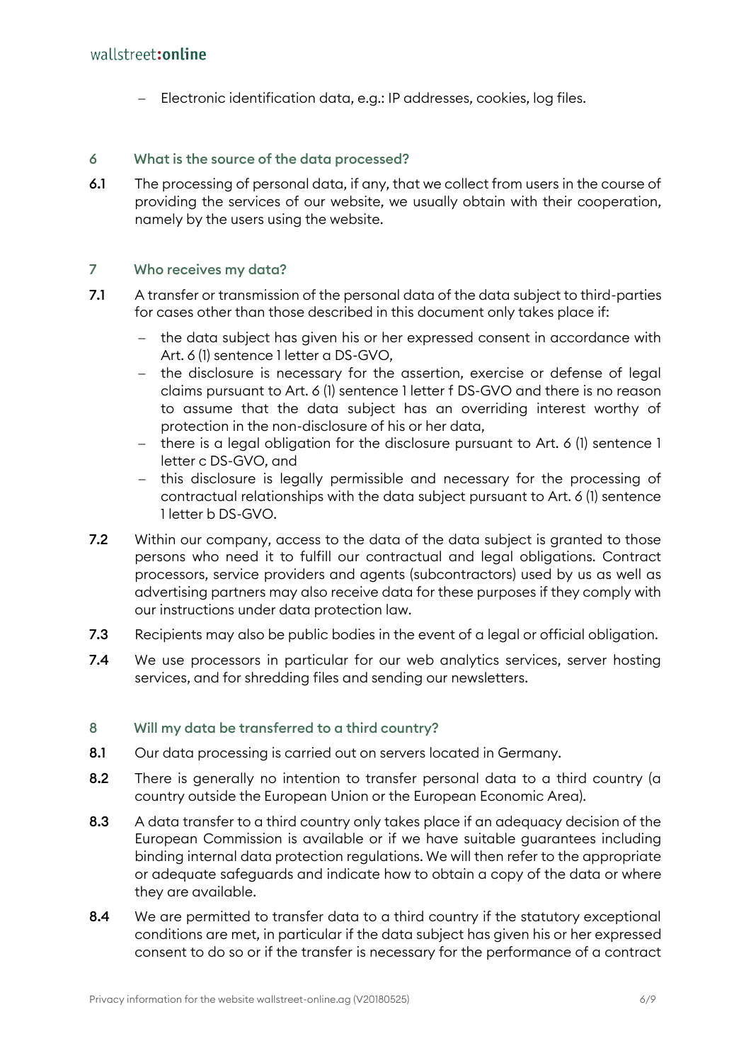- Electronic identification data, e.g.: IP addresses, cookies, log files.

## 6 What is the source of the data processed?

**6.1** The processing of personal data, if any, that we collect from users in the course of providing the services of our website, we usually obtain with their cooperation, namely by the users using the website.

## 7 Who receives my data?

**7.1** A transfer or transmission of the personal data of the data subject to third-parties for cases other than those described in this document only takes place if:

- the data subject has given his or her expressed consent in accordance with Art. 6 (1) sentence 1 letter a DS-GVO,
- the disclosure is necessary for the assertion, exercise or defense of legal claims pursuant to Art. 6 (1) sentence 1 letter f DS-GVO and there is no reason to assume that the data subject has an overriding interest worthy of protection in the non-disclosure of his or her data,
- there is a legal obligation for the disclosure pursuant to Art. 6 (1) sentence 1 letter c DS-GVO, and
- this disclosure is legally permissible and necessary for the processing of contractual relationships with the data subject pursuant to Art. 6 (1) sentence 1 letter b DS-GVO.

**7.2** Within our company, access to the data of the data subject is granted to those persons who need it to fulfill our contractual and legal obligations. Contract processors, service providers and agents (subcontractors) used by us as well as advertising partners may also receive data for these purposes if they comply with our instructions under data protection law.

**7.3** Recipients may also be public bodies in the event of a legal or official obligation.

**7.4** We use processors in particular for our web analytics services, server hosting services, and for shredding files and sending our newsletters.

## 8 Will my data be transferred to a third country?

**8.1** Our data processing is carried out on servers located in Germany.

**8.2** There is generally no intention to transfer personal data to a third country (a country outside the European Union or the European Economic Area).

**8.3** A data transfer to a third country only takes place if an adequacy decision of the European Commission is available or if we have suitable guarantees including binding internal data protection regulations. We will then refer to the appropriate or adequate safeguards and indicate how to obtain a copy of the data or where they are available.

**8.4** We are permitted to transfer data to a third country if the statutory exceptional conditions are met, in particular if the data subject has given his or her expressed consent to do so or if the transfer is necessary for the performance of a contract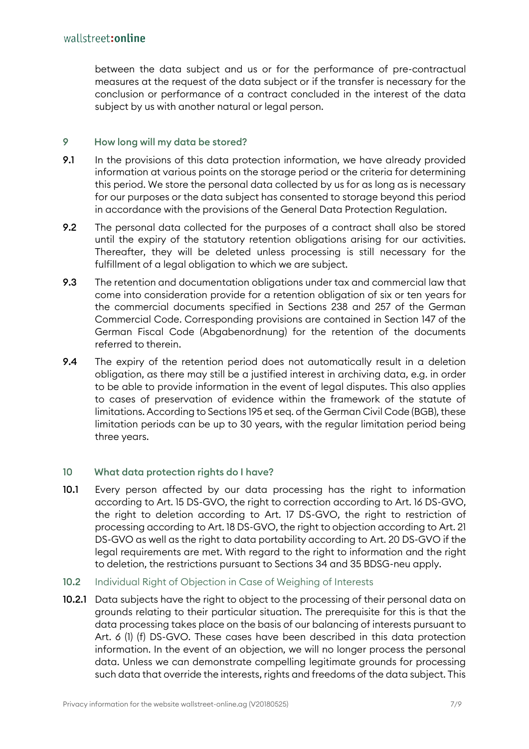between the data subject and us or for the performance of pre-contractual measures at the request of the data subject or if the transfer is necessary for the conclusion or performance of a contract concluded in the interest of the data subject by us with another natural or legal person.

## 9 How long will my data be stored?

**9.1** In the provisions of this data protection information, we have already provided information at various points on the storage period or the criteria for determining this period. We store the personal data collected by us for as long as is necessary for our purposes or the data subject has consented to storage beyond this period in accordance with the provisions of the General Data Protection Regulation.

**9.2** The personal data collected for the purposes of a contract shall also be stored until the expiry of the statutory retention obligations arising for our activities. Thereafter, they will be deleted unless processing is still necessary for the fulfillment of a legal obligation to which we are subject.

**9.3** The retention and documentation obligations under tax and commercial law that come into consideration provide for a retention obligation of six or ten years for the commercial documents specified in Sections 238 and 257 of the German Commercial Code. Corresponding provisions are contained in Section 147 of the German Fiscal Code (Abgabenordnung) for the retention of the documents referred to therein.

**9.4** The expiry of the retention period does not automatically result in a deletion obligation, as there may still be a justified interest in archiving data, e.g. in order to be able to provide information in the event of legal disputes. This also applies to cases of preservation of evidence within the framework of the statute of limitations. According to Sections 195 et seq. of the German Civil Code (BGB), these limitation periods can be up to 30 years, with the regular limitation period being three years.

## 10 What data protection rights do I have?

**10.1** Every person affected by our data processing has the right to information according to Art. 15 DS-GVO, the right to correction according to Art. 16 DS-GVO, the right to deletion according to Art. 17 DS-GVO, the right to restriction of processing according to Art. 18 DS-GVO, the right to objection according to Art. 21 DS-GVO as well as the right to data portability according to Art. 20 DS-GVO if the legal requirements are met. With regard to the right to information and the right to deletion, the restrictions pursuant to Sections 34 and 35 BDSG-neu apply.

### 10.2 Individual Right of Objection in Case of Weighing of Interests

**10.2.1** Data subjects have the right to object to the processing of their personal data on grounds relating to their particular situation. The prerequisite for this is that the data processing takes place on the basis of our balancing of interests pursuant to Art. 6 (1) (f) DS-GVO. These cases have been described in this data protection information. In the event of an objection, we will no longer process the personal data. Unless we can demonstrate compelling legitimate grounds for processing such data that override the interests, rights and freedoms of the data subject. This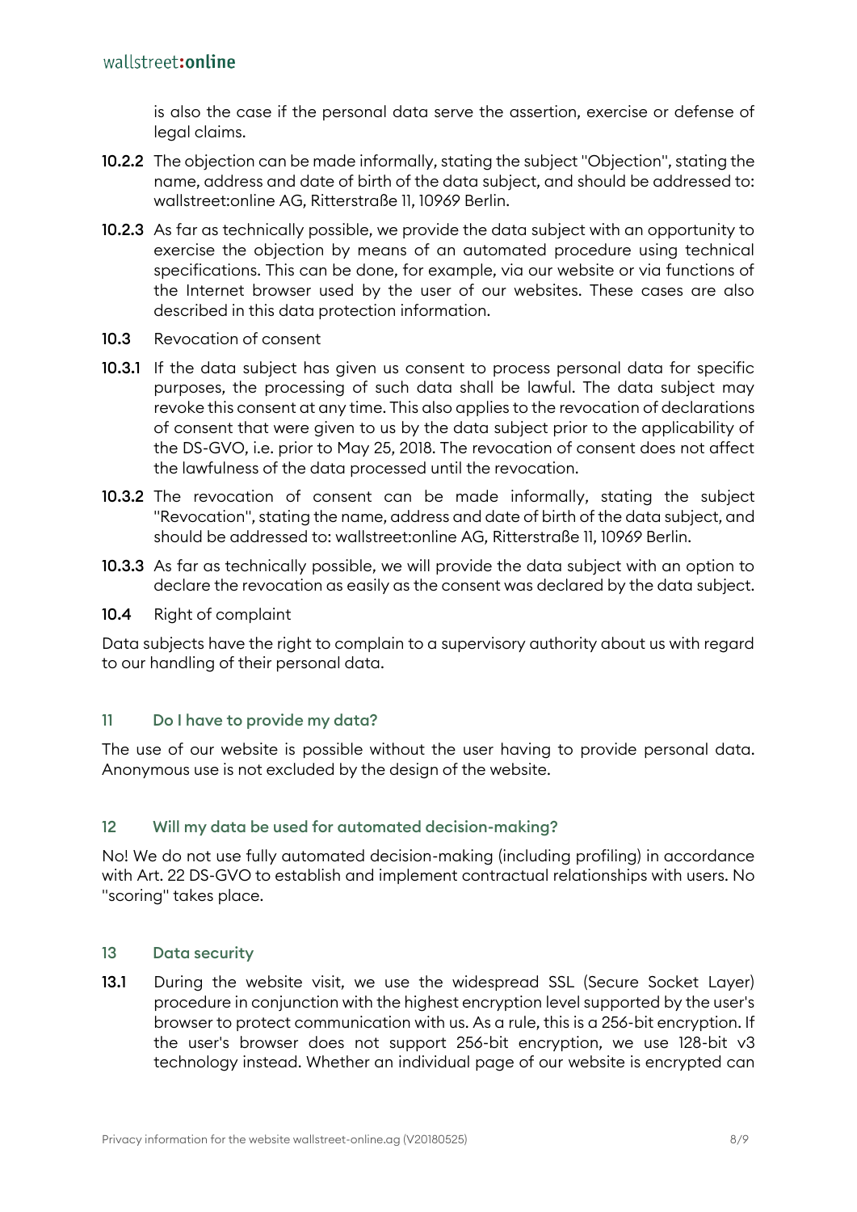is also the case if the personal data serve the assertion, exercise or defense of legal claims.

**10.2.2** The objection can be made informally, stating the subject "Objection", stating the name, address and date of birth of the data subject, and should be addressed to: wallstreet:online AG, Ritterstraße 11, 10969 Berlin.

**10.2.3** As far as technically possible, we provide the data subject with an opportunity to exercise the objection by means of an automated procedure using technical specifications. This can be done, for example, via our website or via functions of the Internet browser used by the user of our websites. These cases are also described in this data protection information.

**10.3** Revocation of consent

**10.3.1** If the data subject has given us consent to process personal data for specific purposes, the processing of such data shall be lawful. The data subject may revoke this consent at any time. This also applies to the revocation of declarations of consent that were given to us by the data subject prior to the applicability of the DS-GVO, i.e. prior to May 25, 2018. The revocation of consent does not affect the lawfulness of the data processed until the revocation.

**10.3.2** The revocation of consent can be made informally, stating the subject "Revocation", stating the name, address and date of birth of the data subject, and should be addressed to: wallstreet:online AG, Ritterstraße 11, 10969 Berlin.

**10.3.3** As far as technically possible, we will provide the data subject with an option to declare the revocation as easily as the consent was declared by the data subject.

**10.4** Right of complaint

Data subjects have the right to complain to a supervisory authority about us with regard to our handling of their personal data.

## 11 Do I have to provide my data?

The use of our website is possible without the user having to provide personal data. Anonymous use is not excluded by the design of the website.

## 12 Will my data be used for automated decision-making?

No! We do not use fully automated decision-making (including profiling) in accordance with Art. 22 DS-GVO to establish and implement contractual relationships with users. No "scoring" takes place.

## 13 Data security

**13.1** During the website visit, we use the widespread SSL (Secure Socket Layer) procedure in conjunction with the highest encryption level supported by the user's browser to protect communication with us. As a rule, this is a 256-bit encryption. If the user's browser does not support 256-bit encryption, we use 128-bit v3 technology instead. Whether an individual page of our website is encrypted can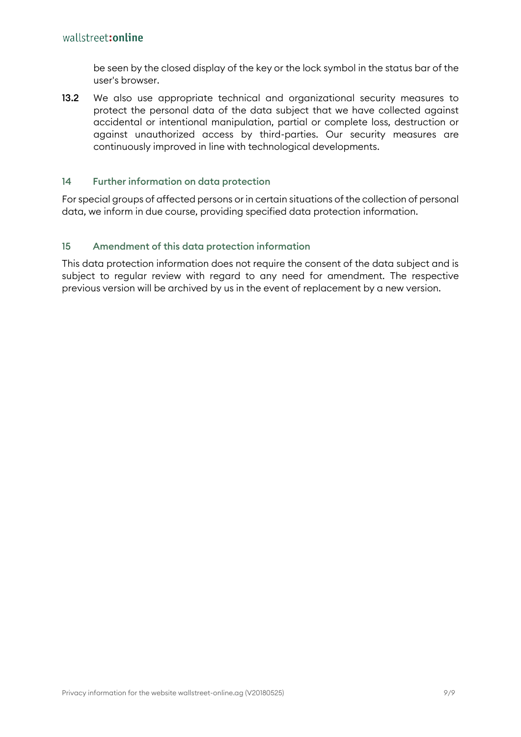be seen by the closed display of the key or the lock symbol in the status bar of the user's browser.

**13.2** We also use appropriate technical and organizational security measures to protect the personal data of the data subject that we have collected against accidental or intentional manipulation, partial or complete loss, destruction or against unauthorized access by third-parties. Our security measures are continuously improved in line with technological developments.

## 14 Further information on data protection

For special groups of affected persons or in certain situations of the collection of personal data, we inform in due course, providing specified data protection information.

## 15 Amendment of this data protection information

This data protection information does not require the consent of the data subject and is subject to regular review with regard to any need for amendment. The respective previous version will be archived by us in the event of replacement by a new version.